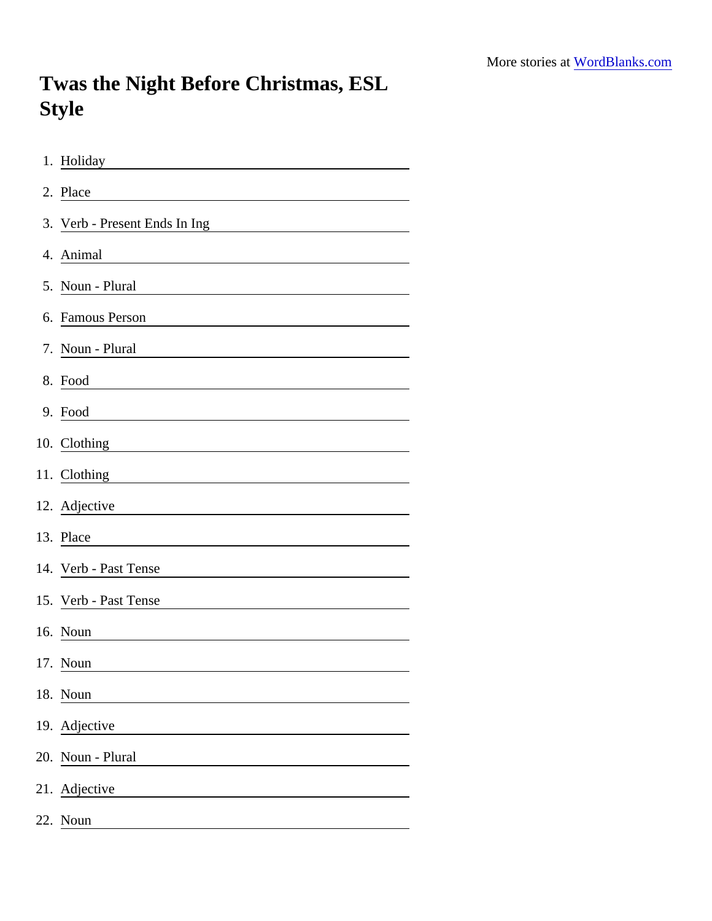More stories at WordBlanks.com

# Twas the Night Before Christmas, ESL Style

1. Holiday
2. Place
3. Verb - Present Ends In Ing
4. Animal
5. Noun - Plural
6. Famous Person
7. Noun - Plural
8. Food
9. Food
10. Clothing
11. Clothing
12. Adjective
13. Place
14. Verb - Past Tense
15. Verb - Past Tense
16. Noun
17. Noun
18. Noun
19. Adjective
20. Noun - Plural
21. Adjective
22. Noun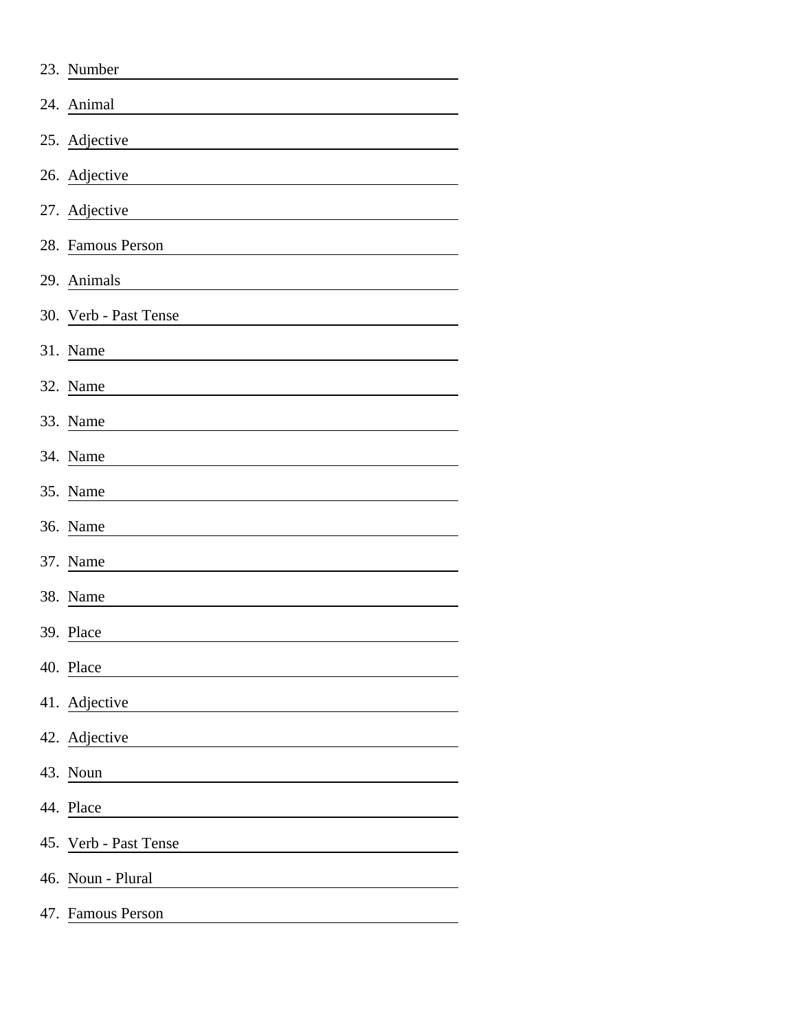23. Number \_\_\_\_\_\_\_\_\_\_\_\_\_\_\_\_\_\_\_\_
24. Animal \_\_\_\_\_\_\_\_\_\_\_\_\_\_\_\_\_\_\_\_
25. Adjective \_\_\_\_\_\_\_\_\_\_\_\_\_\_\_\_\_\_\_\_
26. Adjective \_\_\_\_\_\_\_\_\_\_\_\_\_\_\_\_\_\_\_\_
27. Adjective \_\_\_\_\_\_\_\_\_\_\_\_\_\_\_\_\_\_\_\_
28. Famous Person \_\_\_\_\_\_\_\_\_\_\_\_\_\_\_\_\_\_\_\_
29. Animals \_\_\_\_\_\_\_\_\_\_\_\_\_\_\_\_\_\_\_\_
30. Verb - Past Tense \_\_\_\_\_\_\_\_\_\_\_\_\_\_\_\_\_\_\_\_
31. Name \_\_\_\_\_\_\_\_\_\_\_\_\_\_\_\_\_\_\_\_
32. Name \_\_\_\_\_\_\_\_\_\_\_\_\_\_\_\_\_\_\_\_
33. Name \_\_\_\_\_\_\_\_\_\_\_\_\_\_\_\_\_\_\_\_
34. Name \_\_\_\_\_\_\_\_\_\_\_\_\_\_\_\_\_\_\_\_
35. Name \_\_\_\_\_\_\_\_\_\_\_\_\_\_\_\_\_\_\_\_
36. Name \_\_\_\_\_\_\_\_\_\_\_\_\_\_\_\_\_\_\_\_
37. Name \_\_\_\_\_\_\_\_\_\_\_\_\_\_\_\_\_\_\_\_
38. Name \_\_\_\_\_\_\_\_\_\_\_\_\_\_\_\_\_\_\_\_
39. Place \_\_\_\_\_\_\_\_\_\_\_\_\_\_\_\_\_\_\_\_
40. Place \_\_\_\_\_\_\_\_\_\_\_\_\_\_\_\_\_\_\_\_
41. Adjective \_\_\_\_\_\_\_\_\_\_\_\_\_\_\_\_\_\_\_\_
42. Adjective \_\_\_\_\_\_\_\_\_\_\_\_\_\_\_\_\_\_\_\_
43. Noun \_\_\_\_\_\_\_\_\_\_\_\_\_\_\_\_\_\_\_\_
44. Place \_\_\_\_\_\_\_\_\_\_\_\_\_\_\_\_\_\_\_\_
45. Verb - Past Tense \_\_\_\_\_\_\_\_\_\_\_\_\_\_\_\_\_\_\_\_
46. Noun - Plural \_\_\_\_\_\_\_\_\_\_\_\_\_\_\_\_\_\_\_\_
47. Famous Person \_\_\_\_\_\_\_\_\_\_\_\_\_\_\_\_\_\_\_\_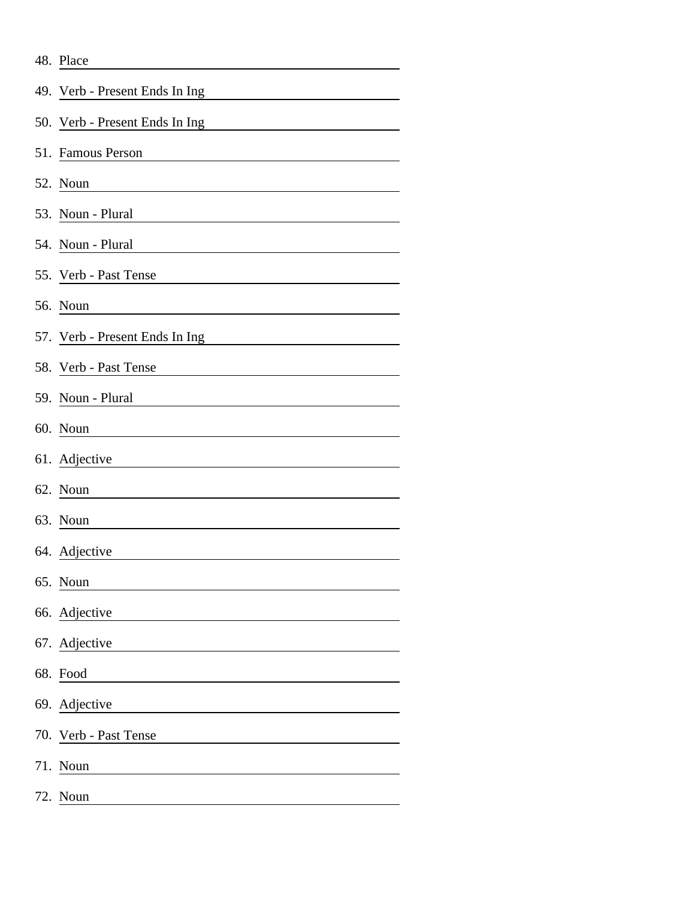48. Place ______________________________

49. Verb - Present Ends In Ing ______________________________

50. Verb - Present Ends In Ing ______________________________

51. Famous Person ______________________________

52. Noun ______________________________

53. Noun - Plural ______________________________

54. Noun - Plural ______________________________

55. Verb - Past Tense ______________________________

56. Noun ______________________________

57. Verb - Present Ends In Ing ______________________________

58. Verb - Past Tense ______________________________

59. Noun - Plural ______________________________

60. Noun ______________________________

61. Adjective ______________________________

62. Noun ______________________________

63. Noun ______________________________

64. Adjective ______________________________

65. Noun ______________________________

66. Adjective ______________________________

67. Adjective ______________________________

68. Food ______________________________

69. Adjective ______________________________

70. Verb - Past Tense ______________________________

71. Noun ______________________________

72. Noun ______________________________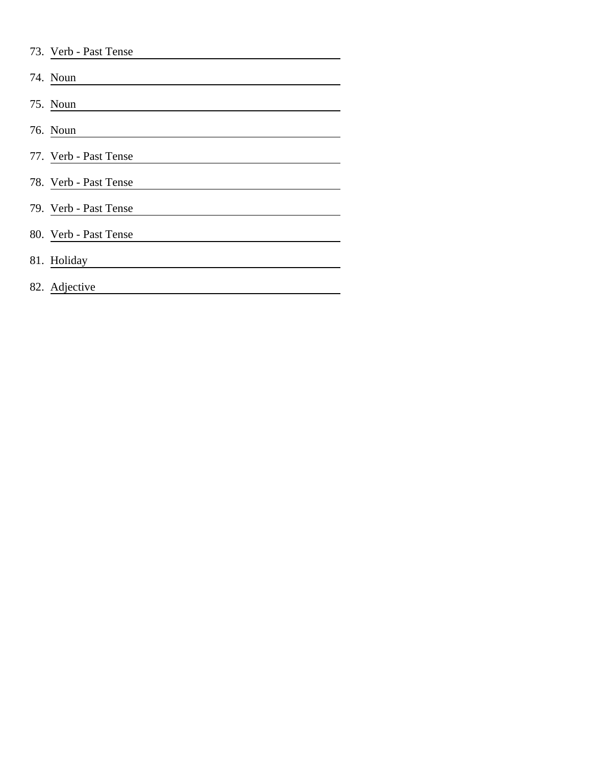73. Verb - Past Tense ____________________
74. Noun ____________________
75. Noun ____________________
76. Noun ____________________
77. Verb - Past Tense ____________________
78. Verb - Past Tense ____________________
79. Verb - Past Tense ____________________
80. Verb - Past Tense ____________________
81. Holiday ____________________
82. Adjective ____________________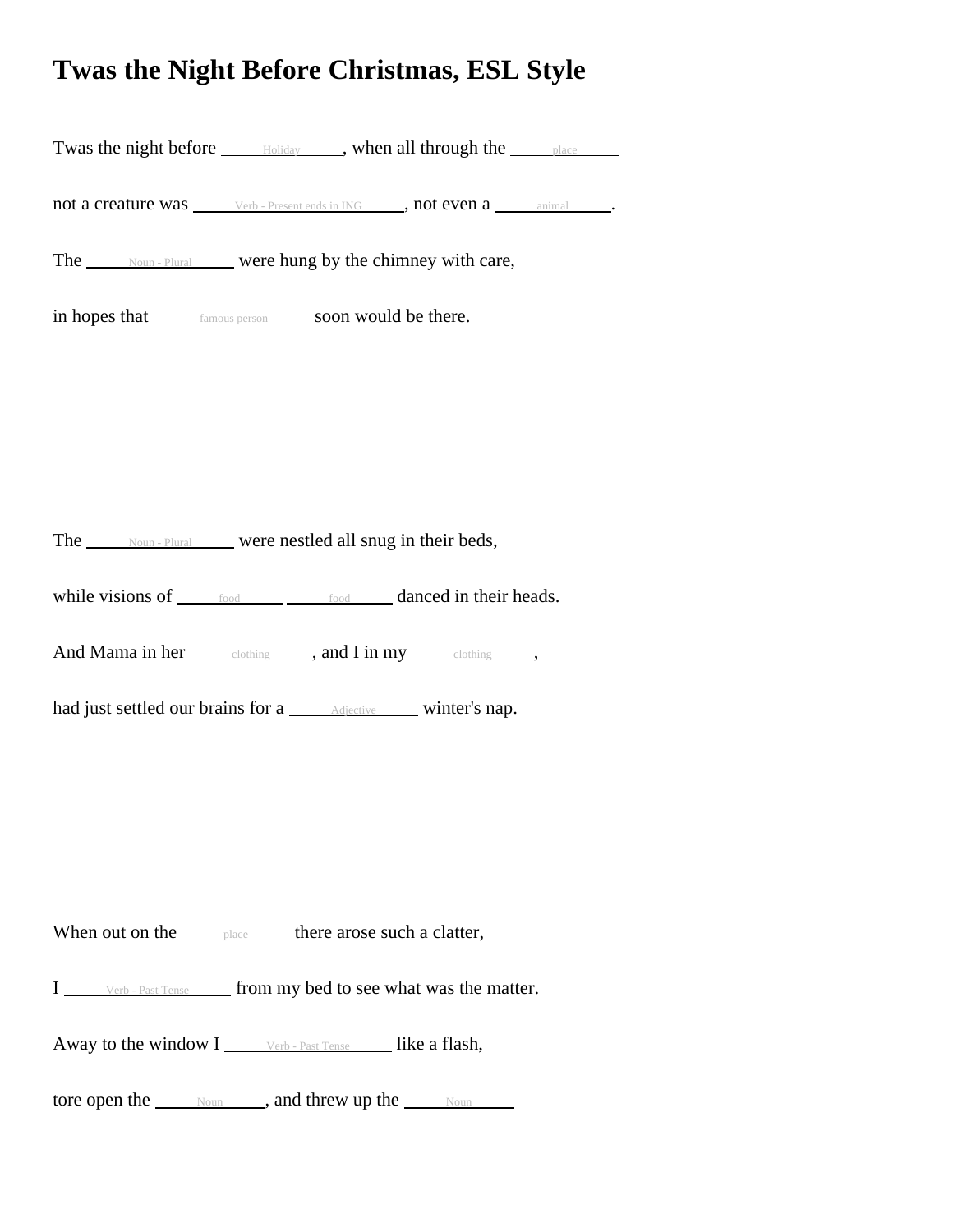# Twas the Night Before Christmas, ESL Style

Twas the night before ______Holiday______, when all through the ______place______

not a creature was ______Verb - Present ends in ING______, not even a ______animal______.

The ______Noun - Plural______ were hung by the chimney with care,

in hopes that ______famous person______ soon would be there.

The ______Noun - Plural______ were nestled all snug in their beds,

while visions of ______food______ ______food______ danced in their heads.

And Mama in her ______clothing______, and I in my ______clothing______,

had just settled our brains for a ______Adjective______ winter's nap.

When out on the ______place______ there arose such a clatter,

I ______Verb - Past Tense______ from my bed to see what was the matter.

Away to the window I ______Verb - Past Tense______ like a flash,

tore open the ______Noun______, and threw up the ______Noun______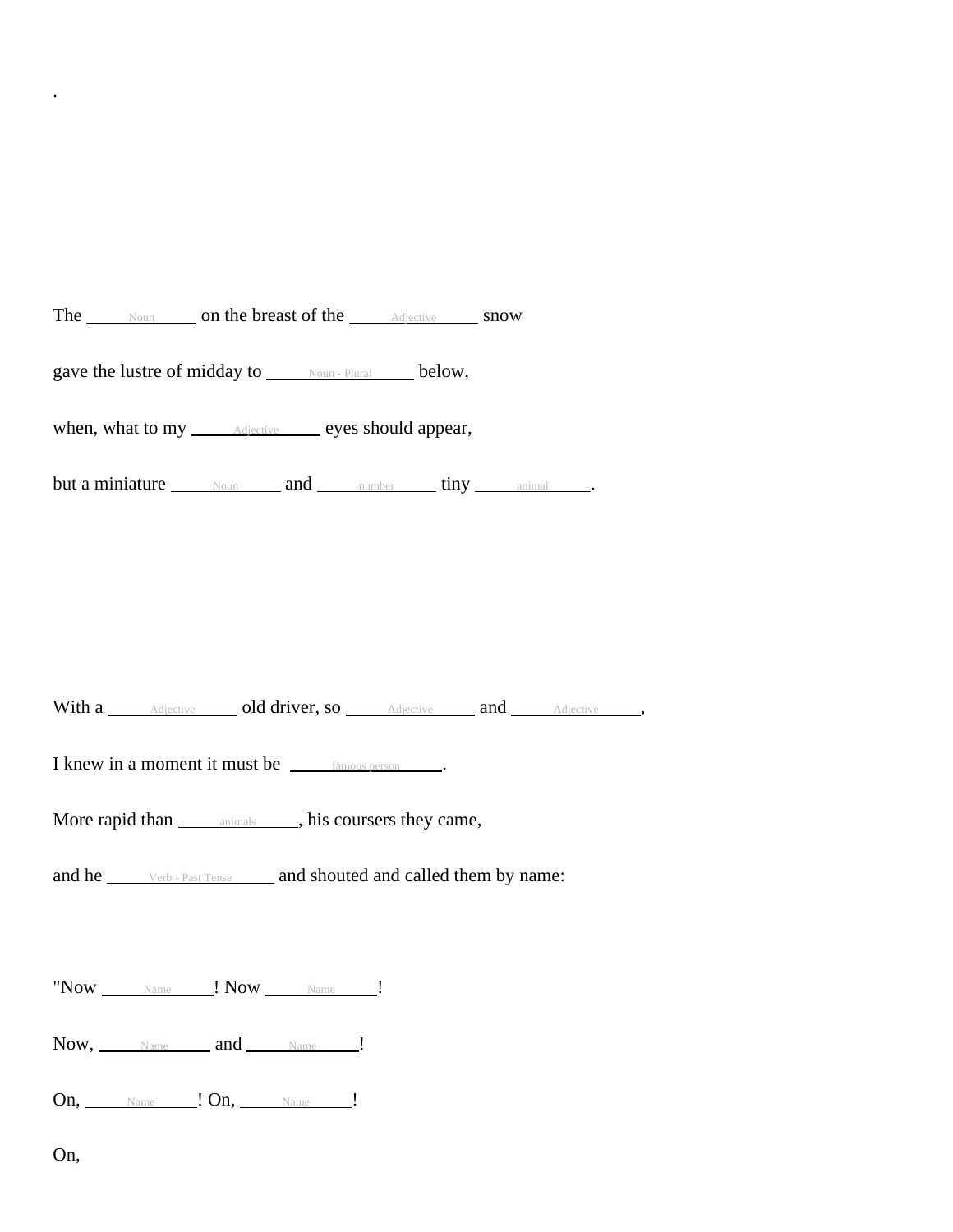.

The \_\_\_\_Noun\_\_\_\_ on the breast of the \_\_\_\_Adjective\_\_\_\_ snow

gave the lustre of midday to \_\_\_\_Noun - Plural\_\_\_\_ below,

when, what to my \_\_\_\_Adjective\_\_\_\_ eyes should appear,

but a miniature \_\_\_\_Noun\_\_\_\_ and \_\_\_\_number\_\_\_\_ tiny \_\_\_\_animal\_\_\_\_.

With a \_\_\_\_Adjective\_\_\_\_ old driver, so \_\_\_\_Adjective\_\_\_\_ and \_\_\_\_Adjective\_\_\_\_,

I knew in a moment it must be \_\_\_\_famous person\_\_\_\_.

More rapid than \_\_\_\_animals\_\_\_\_, his coursers they came,

and he \_\_\_\_Verb - Past Tense\_\_\_\_ and shouted and called them by name:

"Now \_\_\_\_Name\_\_\_\_! Now \_\_\_\_Name\_\_\_\_!

Now, \_\_\_\_Name\_\_\_\_ and \_\_\_\_Name\_\_\_\_!

On, \_\_\_\_Name\_\_\_\_! On, \_\_\_\_Name\_\_\_\_!

On,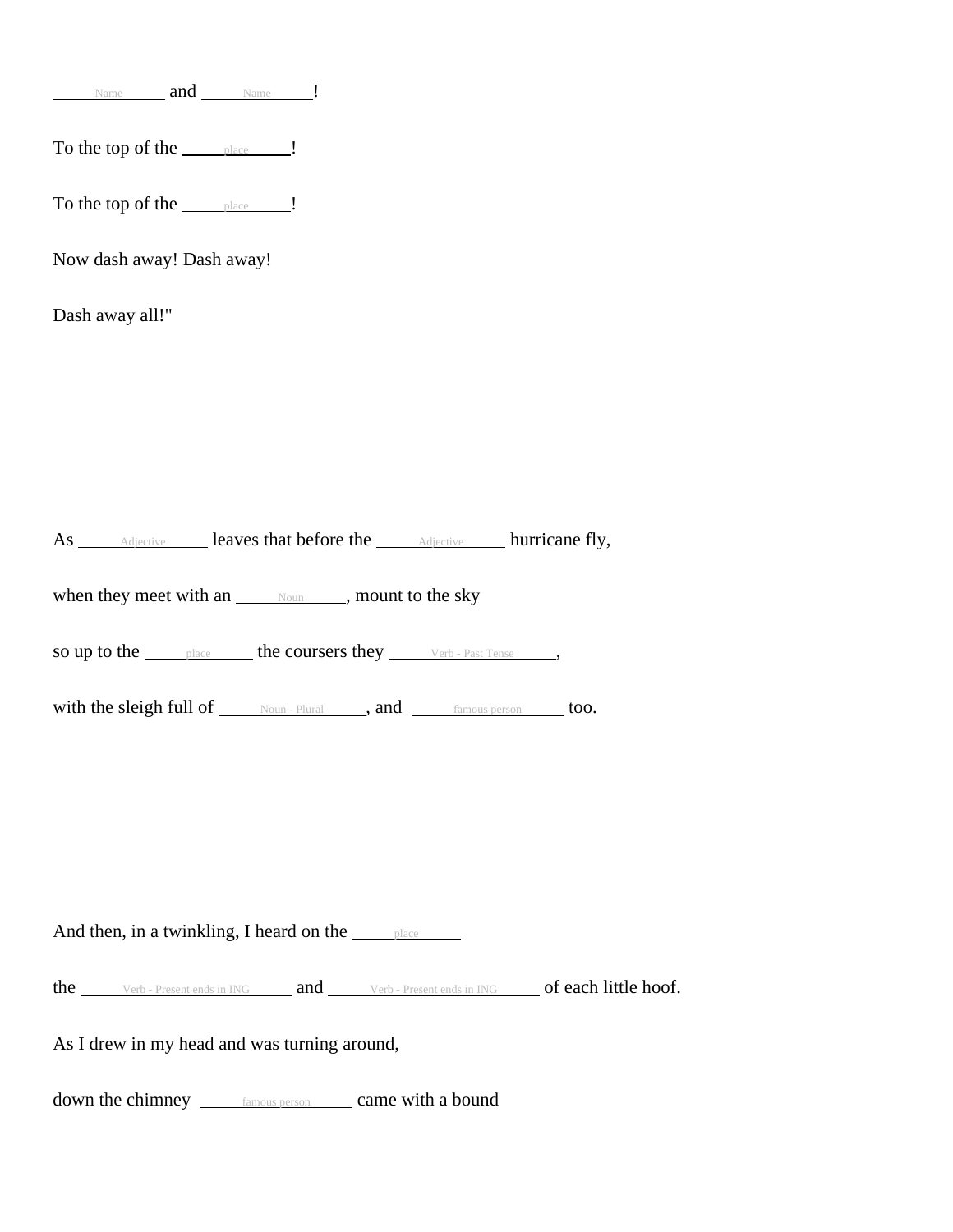\_\_\_\_\_Name\_\_\_\_\_ and \_\_\_\_\_Name\_\_\_\_\_!

To the top of the \_\_\_\_\_place\_\_\_\_\_!

To the top of the \_\_\_\_\_place\_\_\_\_\_!

Now dash away! Dash away!

Dash away all!"

As \_\_\_\_\_Adjective\_\_\_\_\_ leaves that before the \_\_\_\_\_Adjective\_\_\_\_\_ hurricane fly,

when they meet with an \_\_\_\_\_Noun\_\_\_\_\_, mount to the sky

so up to the \_\_\_\_\_place\_\_\_\_\_ the coursers they \_\_\_\_\_Verb - Past Tense\_\_\_\_\_,

with the sleigh full of \_\_\_\_\_Noun - Plural\_\_\_\_\_, and \_\_\_\_\_famous person\_\_\_\_\_ too.

And then, in a twinkling, I heard on the \_\_\_\_\_place\_\_\_\_\_

the \_\_\_\_\_Verb - Present ends in ING\_\_\_\_\_ and \_\_\_\_\_Verb - Present ends in ING\_\_\_\_\_ of each little hoof.

As I drew in my head and was turning around,

down the chimney \_\_\_\_\_famous person\_\_\_\_\_ came with a bound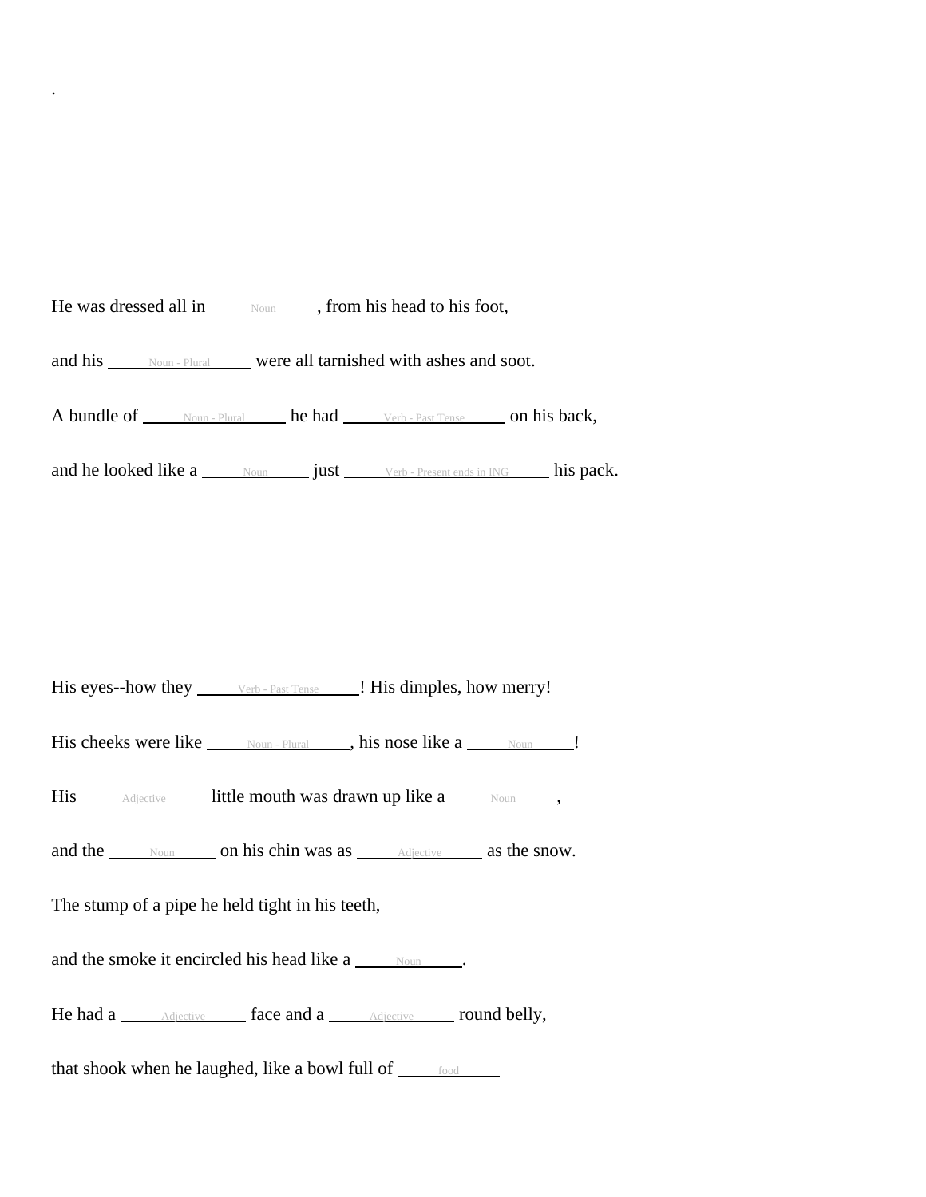.

He was dressed all in _____Noun_____, from his head to his foot,

and his _____Noun - Plural_____ were all tarnished with ashes and soot.

A bundle of _____Noun - Plural_____ he had _____Verb - Past Tense_____ on his back,

and he looked like a _____Noun_____ just _____Verb - Present ends in ING_____ his pack.

His eyes--how they _____Verb - Past Tense_____! His dimples, how merry!

His cheeks were like _____Noun - Plural_____, his nose like a _____Noun_____!

His _____Adjective_____ little mouth was drawn up like a _____Noun_____,

and the _____Noun_____ on his chin was as _____Adjective_____ as the snow.

The stump of a pipe he held tight in his teeth,

and the smoke it encircled his head like a _____Noun_____.

He had a _____Adjective_____ face and a _____Adjective_____ round belly,

that shook when he laughed, like a bowl full of _____food_____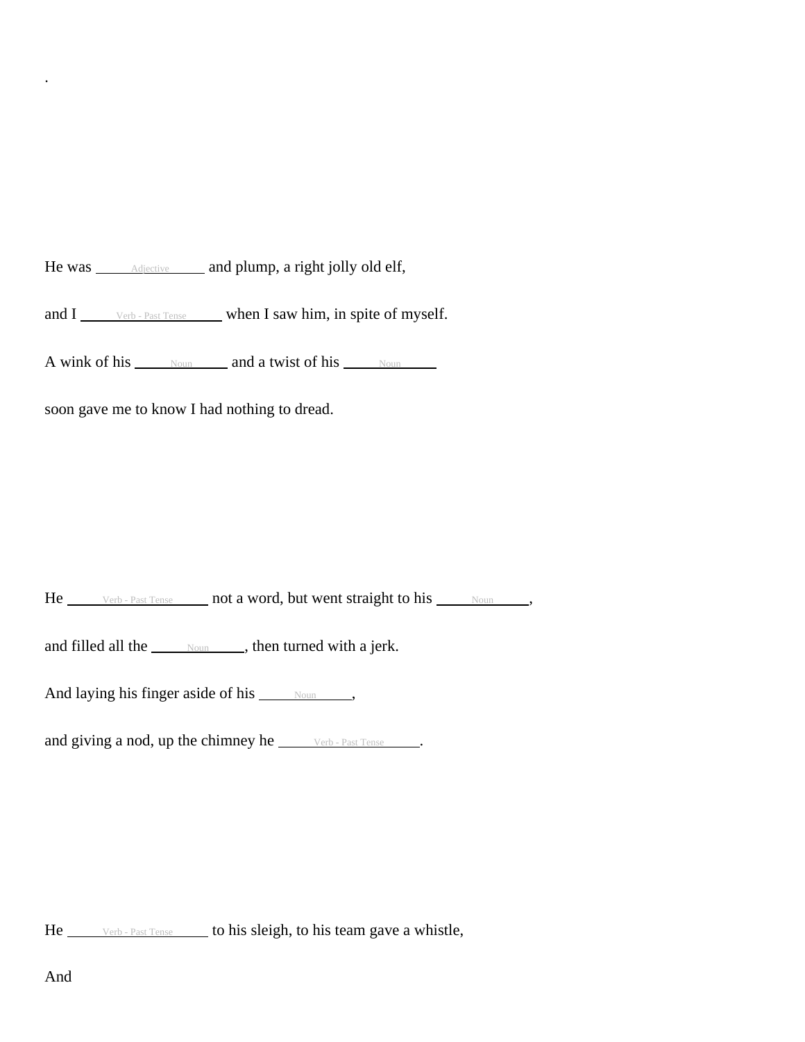.

He was \_\_\_\_\_Adjective\_\_\_\_\_ and plump, a right jolly old elf,

and I \_\_\_\_\_Verb - Past Tense\_\_\_\_\_ when I saw him, in spite of myself.

A wink of his \_\_\_\_\_Noun\_\_\_\_\_ and a twist of his \_\_\_\_\_Noun\_\_\_\_\_

soon gave me to know I had nothing to dread.

He \_\_\_\_\_Verb - Past Tense\_\_\_\_\_ not a word, but went straight to his \_\_\_\_\_Noun\_\_\_\_\_,

and filled all the \_\_\_\_\_Noun\_\_\_\_\_, then turned with a jerk.

And laying his finger aside of his \_\_\_\_\_Noun\_\_\_\_\_,

and giving a nod, up the chimney he \_\_\_\_\_Verb - Past Tense\_\_\_\_\_.

He \_\_\_\_\_Verb - Past Tense\_\_\_\_\_ to his sleigh, to his team gave a whistle,

And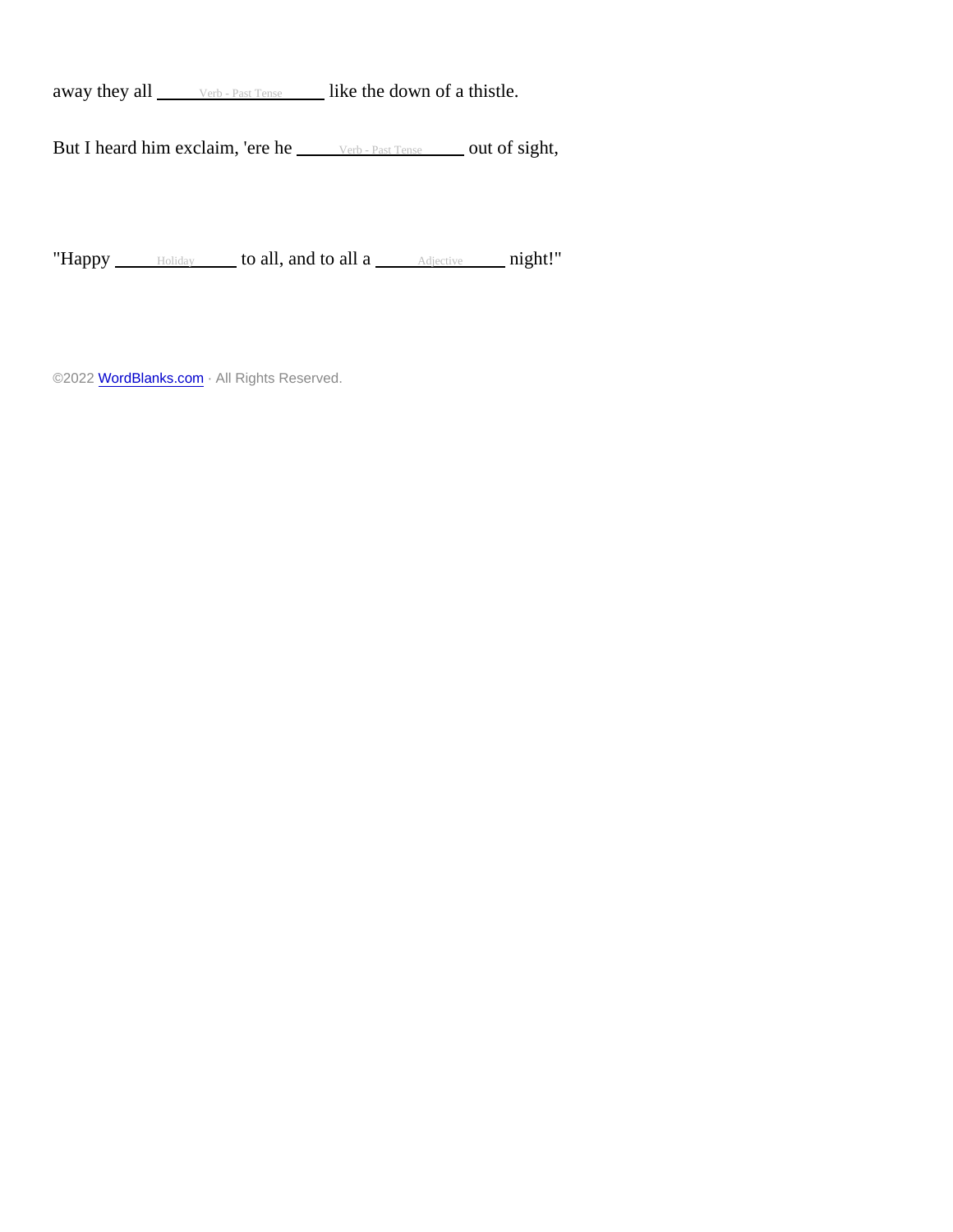away they all ______Verb - Past Tense______ like the down of a thistle.

But I heard him exclaim, 'ere he ______Verb - Past Tense______ out of sight,

"Happy ______Holiday______ to all, and to all a ______Adjective______ night!"

©2022 WordBlanks.com · All Rights Reserved.